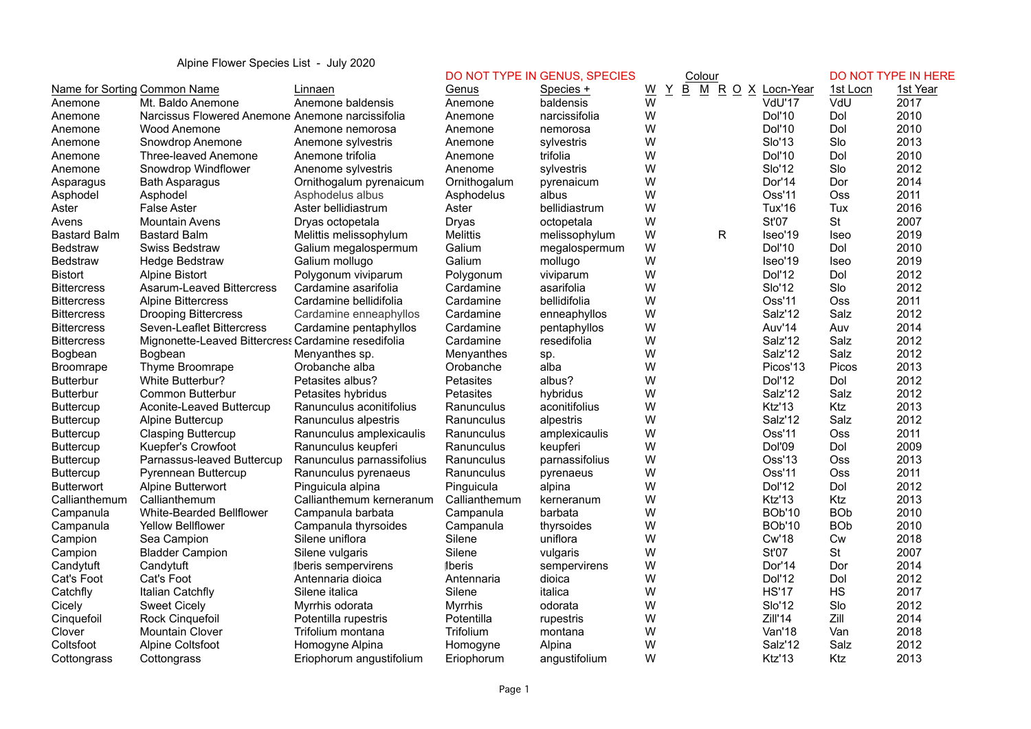Alpine Flower Species List - July 2020

| Name for Sorting | Common Name | Linnaen | Genus | Species + | W | Y | B | M | R | O | X | Locn-Year | 1st Locn | 1st Year |
|---|---|---|---|---|---|---|---|---|---|---|---|---|---|---|
| | | | DO NOT TYPE IN GENUS, SPECIES | | Colour | | | | | | | | DO NOT TYPE IN HERE | |
| Anemone | Mt. Baldo Anemone | Anemone baldensis | Anemone | baldensis | W | | | | | | | VdU'17 | VdU | 2017 |
| Anemone | Narcissus Flowered Anemone | Anemone narcissifolia | Anemone | narcissifolia | W | | | | | | | Dol'10 | Dol | 2010 |
| Anemone | Wood Anemone | Anemone nemorosa | Anemone | nemorosa | W | | | | | | | Dol'10 | Dol | 2010 |
| Anemone | Snowdrop Anemone | Anemone sylvestris | Anemone | sylvestris | W | | | | | | | Slo'13 | Slo | 2013 |
| Anemone | Three-leaved Anemone | Anemone trifolia | Anemone | trifolia | W | | | | | | | Dol'10 | Dol | 2010 |
| Anemone | Snowdrop Windflower | Anenome sylvestris | Anenome | sylvestris | W | | | | | | | Slo'12 | Slo | 2012 |
| Asparagus | Bath Asparagus | Ornithogalum pyrenaicum | Ornithogalum | pyrenaicum | W | | | | | | | Dor'14 | Dor | 2014 |
| Asphodel | Asphodel | Asphodelus albus | Asphodelus | albus | W | | | | | | | Oss'11 | Oss | 2011 |
| Aster | False Aster | Aster bellidiastrum | Aster | bellidiastrum | W | | | | | | | Tux'16 | Tux | 2016 |
| Avens | Mountain Avens | Dryas octopetala | Dryas | octopetala | W | | | | | | | St'07 | St | 2007 |
| Bastard Balm | Bastard Balm | Melittis melissophylum | Melittis | melissophylum | W | | | | R | | | Iseo'19 | Iseo | 2019 |
| Bedstraw | Swiss Bedstraw | Galium megalospermum | Galium | megalospermum | W | | | | | | | Dol'10 | Dol | 2010 |
| Bedstraw | Hedge Bedstraw | Galium mollugo | Galium | mollugo | W | | | | | | | Iseo'19 | Iseo | 2019 |
| Bistort | Alpine Bistort | Polygonum viviparum | Polygonum | viviparum | W | | | | | | | Dol'12 | Dol | 2012 |
| Bittercress | Asarum-Leaved Bittercress | Cardamine asarifolia | Cardamine | asarifolia | W | | | | | | | Slo'12 | Slo | 2012 |
| Bittercress | Alpine Bittercress | Cardamine bellidifolia | Cardamine | bellidifolia | W | | | | | | | Oss'11 | Oss | 2011 |
| Bittercress | Drooping Bittercress | Cardamine enneaphyllos | Cardamine | enneaphyllos | W | | | | | | | Salz'12 | Salz | 2012 |
| Bittercress | Seven-Leaflet Bittercress | Cardamine pentaphyllos | Cardamine | pentaphyllos | W | | | | | | | Auv'14 | Auv | 2014 |
| Bittercress | Mignonette-Leaved Bittercress | Cardamine resedifolia | Cardamine | resedifolia | W | | | | | | | Salz'12 | Salz | 2012 |
| Bogbean | Bogbean | Menyanthes sp. | Menyanthes | sp. | W | | | | | | | Salz'12 | Salz | 2012 |
| Broomrape | Thyme Broomrape | Orobanche alba | Orobanche | alba | W | | | | | | | Picos'13 | Picos | 2013 |
| Butterbur | White Butterbur? | Petasites albus? | Petasites | albus? | W | | | | | | | Dol'12 | Dol | 2012 |
| Butterbur | Common Butterbur | Petasites hybridus | Petasites | hybridus | W | | | | | | | Salz'12 | Salz | 2012 |
| Buttercup | Aconite-Leaved Buttercup | Ranunculus aconitifolius | Ranunculus | aconitifolius | W | | | | | | | Ktz'13 | Ktz | 2013 |
| Buttercup | Alpine Buttercup | Ranunculus alpestris | Ranunculus | alpestris | W | | | | | | | Salz'12 | Salz | 2012 |
| Buttercup | Clasping Buttercup | Ranunculus amplexicaulis | Ranunculus | amplexicaulis | W | | | | | | | Oss'11 | Oss | 2011 |
| Buttercup | Kuepfer's Crowfoot | Ranunculus keupferi | Ranunculus | keupferi | W | | | | | | | Dol'09 | Dol | 2009 |
| Buttercup | Parnassus-leaved Buttercup | Ranunculus parnassifolius | Ranunculus | parnassifolius | W | | | | | | | Oss'13 | Oss | 2013 |
| Buttercup | Pyrennean Buttercup | Ranunculus pyrenaeus | Ranunculus | pyrenaeus | W | | | | | | | Oss'11 | Oss | 2011 |
| Butterwort | Alpine Butterwort | Pinguicula alpina | Pinguicula | alpina | W | | | | | | | Dol'12 | Dol | 2012 |
| Callianthemum | Callianthemum | Callianthemum kerneranum | Callianthemum | kerneranum | W | | | | | | | Ktz'13 | Ktz | 2013 |
| Campanula | White-Bearded Bellflower | Campanula barbata | Campanula | barbata | W | | | | | | | BOb'10 | BOb | 2010 |
| Campanula | Yellow Bellflower | Campanula thyrsoides | Campanula | thyrsoides | W | | | | | | | BOb'10 | BOb | 2010 |
| Campion | Sea Campion | Silene uniflora | Silene | uniflora | W | | | | | | | Cw'18 | Cw | 2018 |
| Campion | Bladder Campion | Silene vulgaris | Silene | vulgaris | W | | | | | | | St'07 | St | 2007 |
| Candytuft | Candytuft | Iberis sempervirens | Iberis | sempervirens | W | | | | | | | Dor'14 | Dor | 2014 |
| Cat's Foot | Cat's Foot | Antennaria dioica | Antennaria | dioica | W | | | | | | | Dol'12 | Dol | 2012 |
| Catchfly | Italian Catchfly | Silene italica | Silene | italica | W | | | | | | | HS'17 | HS | 2017 |
| Cicely | Sweet Cicely | Myrrhis odorata | Myrrhis | odorata | W | | | | | | | Slo'12 | Slo | 2012 |
| Cinquefoil | Rock Cinquefoil | Potentilla rupestris | Potentilla | rupestris | W | | | | | | | Zill'14 | Zill | 2014 |
| Clover | Mountain Clover | Trifolium montana | Trifolium | montana | W | | | | | | | Van'18 | Van | 2018 |
| Coltsfoot | Alpine Coltsfoot | Homogyne Alpina | Homogyne | Alpina | W | | | | | | | Salz'12 | Salz | 2012 |
| Cottongrass | Cottongrass | Eriophorum angustifolium | Eriophorum | angustifolium | W | | | | | | | Ktz'13 | Ktz | 2013 |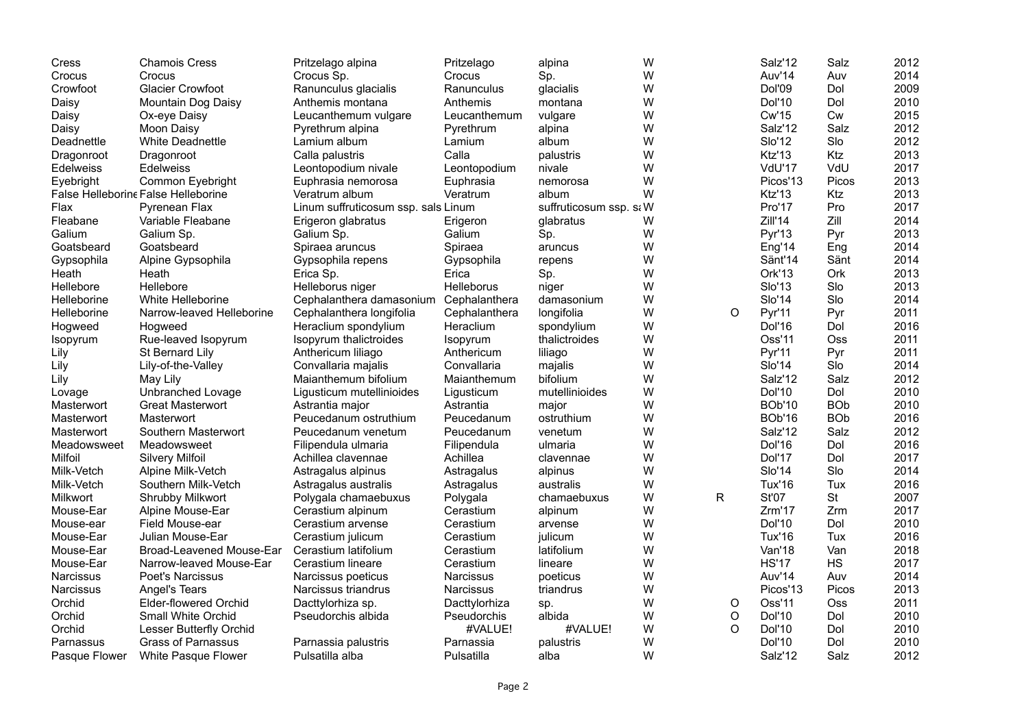| | | | | | | | | | |
|---|---|---|---|---|---|---|---|---|---|
| Cress | Chamois Cress | Pritzelago alpina | Pritzelago | alpina | W | | Salz'12 | Salz | 2012 |
| Crocus | Crocus | Crocus Sp. | Crocus | Sp. | W | | Auv'14 | Auv | 2014 |
| Crowfoot | Glacier Crowfoot | Ranunculus glacialis | Ranunculus | glacialis | W | | Dol'09 | Dol | 2009 |
| Daisy | Mountain Dog Daisy | Anthemis montana | Anthemis | montana | W | | Dol'10 | Dol | 2010 |
| Daisy | Ox-eye Daisy | Leucanthemum vulgare | Leucanthemum | vulgare | W | | Cw'15 | Cw | 2015 |
| Daisy | Moon Daisy | Pyrethrum alpina | Pyrethrum | alpina | W | | Salz'12 | Salz | 2012 |
| Deadnettle | White Deadnettle | Lamium album | Lamium | album | W | | Slo'12 | Slo | 2012 |
| Dragonroot | Dragonroot | Calla palustris | Calla | palustris | W | | Ktz'13 | Ktz | 2013 |
| Edelweiss | Edelweiss | Leontopodium nivale | Leontopodium | nivale | W | | VdU'17 | VdU | 2017 |
| Eyebright | Common Eyebright | Euphrasia nemorosa | Euphrasia | nemorosa | W | | Picos'13 | Picos | 2013 |
| False Helleborine | False Helleborine | Veratrum album | Veratrum | album | W | | Ktz'13 | Ktz | 2013 |
| Flax | Pyrenean Flax | Linum suffruticosum ssp. sals | Linum | suffruticosum ssp. sa | W | | Pro'17 | Pro | 2017 |
| Fleabane | Variable Fleabane | Erigeron glabratus | Erigeron | glabratus | W | | Zill'14 | Zill | 2014 |
| Galium | Galium Sp. | Galium Sp. | Galium | Sp. | W | | Pyr'13 | Pyr | 2013 |
| Goatsbeard | Goatsbeard | Spiraea aruncus | Spiraea | aruncus | W | | Eng'14 | Eng | 2014 |
| Gypsophila | Alpine Gypsophila | Gypsophila repens | Gypsophila | repens | W | | Sänt'14 | Sänt | 2014 |
| Heath | Heath | Erica Sp. | Erica | Sp. | W | | Ork'13 | Ork | 2013 |
| Hellebore | Hellebore | Helleborus niger | Helleborus | niger | W | | Slo'13 | Slo | 2013 |
| Helleborine | White Helleborine | Cephalanthera damasonium | Cephalanthera | damasonium | W | | Slo'14 | Slo | 2014 |
| Helleborine | Narrow-leaved Helleborine | Cephalanthera longifolia | Cephalanthera | longifolia | W | O | Pyr'11 | Pyr | 2011 |
| Hogweed | Hogweed | Heraclium spondylium | Heraclium | spondylium | W | | Dol'16 | Dol | 2016 |
| Isopyrum | Rue-leaved Isopyrum | Isopyrum thalictroides | Isopyrum | thalictroides | W | | Oss'11 | Oss | 2011 |
| Lily | St Bernard Lily | Anthericum liliago | Anthericum | liliago | W | | Pyr'11 | Pyr | 2011 |
| Lily | Lily-of-the-Valley | Convallaria majalis | Convallaria | majalis | W | | Slo'14 | Slo | 2014 |
| Lily | May Lily | Maianthemum bifolium | Maianthemum | bifolium | W | | Salz'12 | Salz | 2012 |
| Lovage | Unbranched Lovage | Ligusticum mutellinioides | Ligusticum | mutellinioides | W | | Dol'10 | Dol | 2010 |
| Masterwort | Great Masterwort | Astrantia major | Astrantia | major | W | | BOb'10 | BOb | 2010 |
| Masterwort | Masterwort | Peucedanum ostruthium | Peucedanum | ostruthium | W | | BOb'16 | BOb | 2016 |
| Masterwort | Southern Masterwort | Peucedanum venetum | Peucedanum | venetum | W | | Salz'12 | Salz | 2012 |
| Meadowsweet | Meadowsweet | Filipendula ulmaria | Filipendula | ulmaria | W | | Dol'16 | Dol | 2016 |
| Milfoil | Silvery Milfoil | Achillea clavennae | Achillea | clavennae | W | | Dol'17 | Dol | 2017 |
| Milk-Vetch | Alpine Milk-Vetch | Astragalus alpinus | Astragalus | alpinus | W | | Slo'14 | Slo | 2014 |
| Milk-Vetch | Southern Milk-Vetch | Astragalus australis | Astragalus | australis | W | | Tux'16 | Tux | 2016 |
| Milkwort | Shrubby Milkwort | Polygala chamaebuxus | Polygala | chamaebuxus | W | R | St'07 | St | 2007 |
| Mouse-Ear | Alpine Mouse-Ear | Cerastium alpinum | Cerastium | alpinum | W | | Zrm'17 | Zrm | 2017 |
| Mouse-ear | Field Mouse-ear | Cerastium arvense | Cerastium | arvense | W | | Dol'10 | Dol | 2010 |
| Mouse-Ear | Julian Mouse-Ear | Cerastium julicum | Cerastium | julicum | W | | Tux'16 | Tux | 2016 |
| Mouse-Ear | Broad-Leavened Mouse-Ear | Cerastium latifolium | Cerastium | latifolium | W | | Van'18 | Van | 2018 |
| Mouse-Ear | Narrow-leaved Mouse-Ear | Cerastium lineare | Cerastium | lineare | W | | HS'17 | HS | 2017 |
| Narcissus | Poet's Narcissus | Narcissus poeticus | Narcissus | poeticus | W | | Auv'14 | Auv | 2014 |
| Narcissus | Angel's Tears | Narcissus triandrus | Narcissus | triandrus | W | | Picos'13 | Picos | 2013 |
| Orchid | Elder-flowered Orchid | Dacttylorhiza sp. | Dacttylorhiza | sp. | W | O | Oss'11 | Oss | 2011 |
| Orchid | Small White Orchid | Pseudorchis albida | Pseudorchis | albida | W | O | Dol'10 | Dol | 2010 |
| Orchid | Lesser Butterfly Orchid | | #VALUE! | #VALUE! | W | O | Dol'10 | Dol | 2010 |
| Parnassus | Grass of Parnassus | Parnassia palustris | Parnassia | palustris | W | | Dol'10 | Dol | 2010 |
| Pasque Flower | White Pasque Flower | Pulsatilla alba | Pulsatilla | alba | W | | Salz'12 | Salz | 2012 |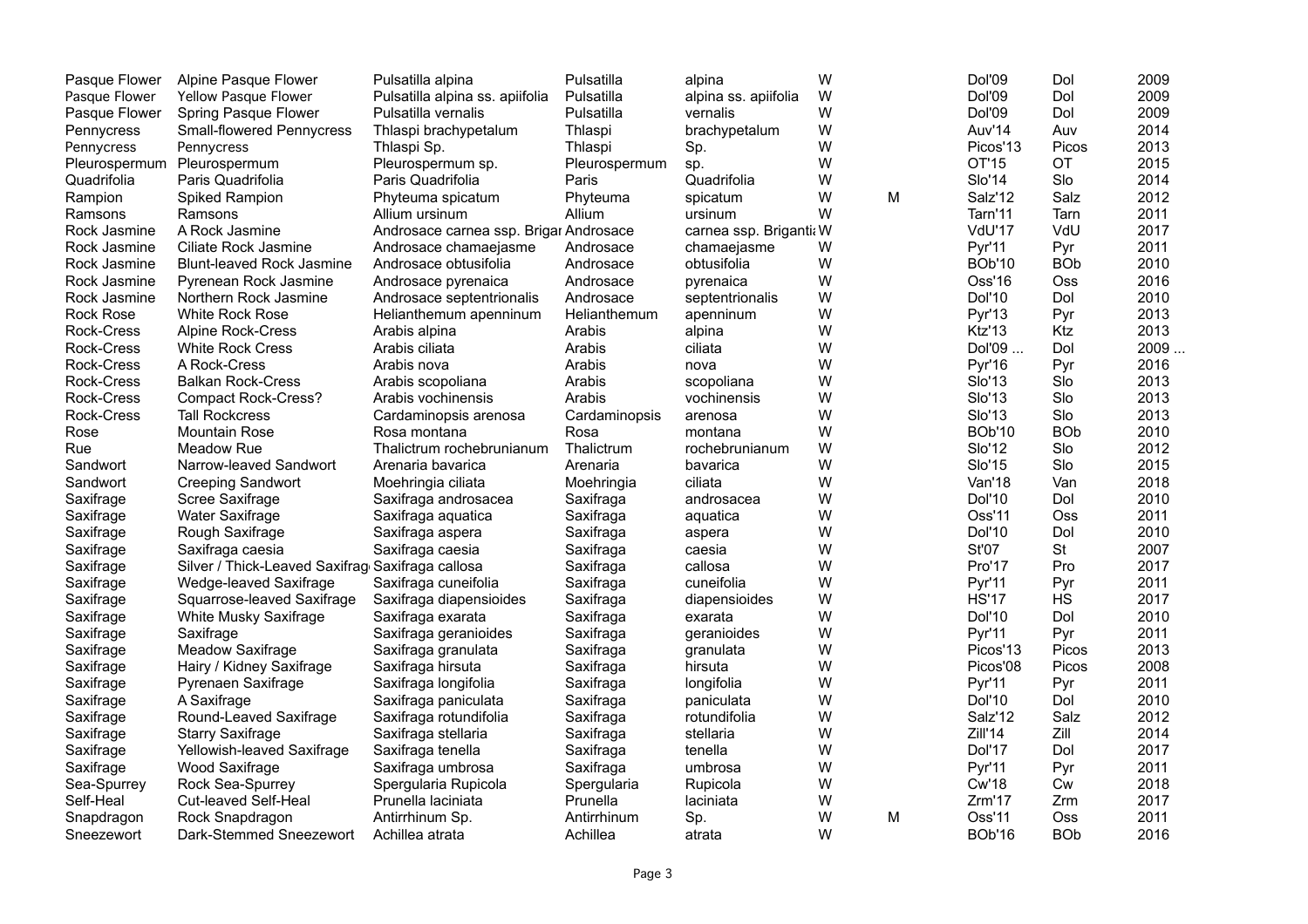| | | | | | | | | | |
|---|---|---|---|---|---|---|---|---|---|
| Pasque Flower | Alpine Pasque Flower | Pulsatilla alpina | Pulsatilla | alpina | W | | Dol'09 | Dol | 2009 |
| Pasque Flower | Yellow Pasque Flower | Pulsatilla alpina ss. apiifolia | Pulsatilla | alpina ss. apiifolia | W | | Dol'09 | Dol | 2009 |
| Pasque Flower | Spring Pasque Flower | Pulsatilla vernalis | Pulsatilla | vernalis | W | | Dol'09 | Dol | 2009 |
| Pennycress | Small-flowered Pennycress | Thlaspi brachypetalum | Thlaspi | brachypetalum | W | | Auv'14 | Auv | 2014 |
| Pennycress | Pennycress | Thlaspi Sp. | Thlaspi | Sp. | W | | Picos'13 | Picos | 2013 |
| Pleurospermum | Pleurospermum | Pleurospermum sp. | Pleurospermum | sp. | W | | OT'15 | OT | 2015 |
| Quadrifolia | Paris Quadrifolia | Paris Quadrifolia | Paris | Quadrifolia | W | | Slo'14 | Slo | 2014 |
| Rampion | Spiked Rampion | Phyteuma spicatum | Phyteuma | spicatum | W | M | Salz'12 | Salz | 2012 |
| Ramsons | Ramsons | Allium ursinum | Allium | ursinum | W | | Tarn'11 | Tarn | 2011 |
| Rock Jasmine | A Rock Jasmine | Androsace carnea ssp. Brigar | Androsace | carnea ssp. Briganti | W | | VdU'17 | VdU | 2017 |
| Rock Jasmine | Ciliate Rock Jasmine | Androsace chamaejasme | Androsace | chamaejasme | W | | Pyr'11 | Pyr | 2011 |
| Rock Jasmine | Blunt-leaved Rock Jasmine | Androsace obtusifolia | Androsace | obtusifolia | W | | BOb'10 | BOb | 2010 |
| Rock Jasmine | Pyrenean Rock Jasmine | Androsace pyrenaica | Androsace | pyrenaica | W | | Oss'16 | Oss | 2016 |
| Rock Jasmine | Northern Rock Jasmine | Androsace septentrionalis | Androsace | septentrionalis | W | | Dol'10 | Dol | 2010 |
| Rock Rose | White Rock Rose | Helianthemum apenninum | Helianthemum | apenninum | W | | Pyr'13 | Pyr | 2013 |
| Rock-Cress | Alpine Rock-Cress | Arabis alpina | Arabis | alpina | W | | Ktz'13 | Ktz | 2013 |
| Rock-Cress | White Rock Cress | Arabis ciliata | Arabis | ciliata | W | | Dol'09 ... | Dol | 2009 ... |
| Rock-Cress | A Rock-Cress | Arabis nova | Arabis | nova | W | | Pyr'16 | Pyr | 2016 |
| Rock-Cress | Balkan Rock-Cress | Arabis scopoliana | Arabis | scopoliana | W | | Slo'13 | Slo | 2013 |
| Rock-Cress | Compact Rock-Cress? | Arabis vochinensis | Arabis | vochinensis | W | | Slo'13 | Slo | 2013 |
| Rock-Cress | Tall Rockcress | Cardaminopsis arenosa | Cardaminopsis | arenosa | W | | Slo'13 | Slo | 2013 |
| Rose | Mountain Rose | Rosa montana | Rosa | montana | W | | BOb'10 | BOb | 2010 |
| Rue | Meadow Rue | Thalictrum rochebrunianum | Thalictrum | rochebrunianum | W | | Slo'12 | Slo | 2012 |
| Sandwort | Narrow-leaved Sandwort | Arenaria bavarica | Arenaria | bavarica | W | | Slo'15 | Slo | 2015 |
| Sandwort | Creeping Sandwort | Moehringia ciliata | Moehringia | ciliata | W | | Van'18 | Van | 2018 |
| Saxifrage | Scree Saxifrage | Saxifraga androsacea | Saxifraga | androsacea | W | | Dol'10 | Dol | 2010 |
| Saxifrage | Water Saxifrage | Saxifraga aquatica | Saxifraga | aquatica | W | | Oss'11 | Oss | 2011 |
| Saxifrage | Rough Saxifrage | Saxifraga aspera | Saxifraga | aspera | W | | Dol'10 | Dol | 2010 |
| Saxifrage | Saxifraga caesia | Saxifraga caesia | Saxifraga | caesia | W | | St'07 | St | 2007 |
| Saxifrage | Silver / Thick-Leaved Saxifrag | Saxifraga callosa | Saxifraga | callosa | W | | Pro'17 | Pro | 2017 |
| Saxifrage | Wedge-leaved Saxifrage | Saxifraga cuneifolia | Saxifraga | cuneifolia | W | | Pyr'11 | Pyr | 2011 |
| Saxifrage | Squarrose-leaved Saxifrage | Saxifraga diapensioides | Saxifraga | diapensioides | W | | HS'17 | HS | 2017 |
| Saxifrage | White Musky Saxifrage | Saxifraga exarata | Saxifraga | exarata | W | | Dol'10 | Dol | 2010 |
| Saxifrage | Saxifrage | Saxifraga geranioides | Saxifraga | geranioides | W | | Pyr'11 | Pyr | 2011 |
| Saxifrage | Meadow Saxifrage | Saxifraga granulata | Saxifraga | granulata | W | | Picos'13 | Picos | 2013 |
| Saxifrage | Hairy / Kidney Saxifrage | Saxifraga hirsuta | Saxifraga | hirsuta | W | | Picos'08 | Picos | 2008 |
| Saxifrage | Pyrenaen Saxifrage | Saxifraga longifolia | Saxifraga | longifolia | W | | Pyr'11 | Pyr | 2011 |
| Saxifrage | A Saxifrage | Saxifraga paniculata | Saxifraga | paniculata | W | | Dol'10 | Dol | 2010 |
| Saxifrage | Round-Leaved Saxifrage | Saxifraga rotundifolia | Saxifraga | rotundifolia | W | | Salz'12 | Salz | 2012 |
| Saxifrage | Starry Saxifrage | Saxifraga stellaria | Saxifraga | stellaria | W | | Zill'14 | Zill | 2014 |
| Saxifrage | Yellowish-leaved Saxifrage | Saxifraga tenella | Saxifraga | tenella | W | | Dol'17 | Dol | 2017 |
| Saxifrage | Wood Saxifrage | Saxifraga umbrosa | Saxifraga | umbrosa | W | | Pyr'11 | Pyr | 2011 |
| Sea-Spurrey | Rock Sea-Spurrey | Spergularia Rupicola | Spergularia | Rupicola | W | | Cw'18 | Cw | 2018 |
| Self-Heal | Cut-leaved Self-Heal | Prunella laciniata | Prunella | laciniata | W | | Zrm'17 | Zrm | 2017 |
| Snapdragon | Rock Snapdragon | Antirrhinum Sp. | Antirrhinum | Sp. | W | M | Oss'11 | Oss | 2011 |
| Sneezewort | Dark-Stemmed Sneezewort | Achillea atrata | Achillea | atrata | W | | BOb'16 | BOb | 2016 |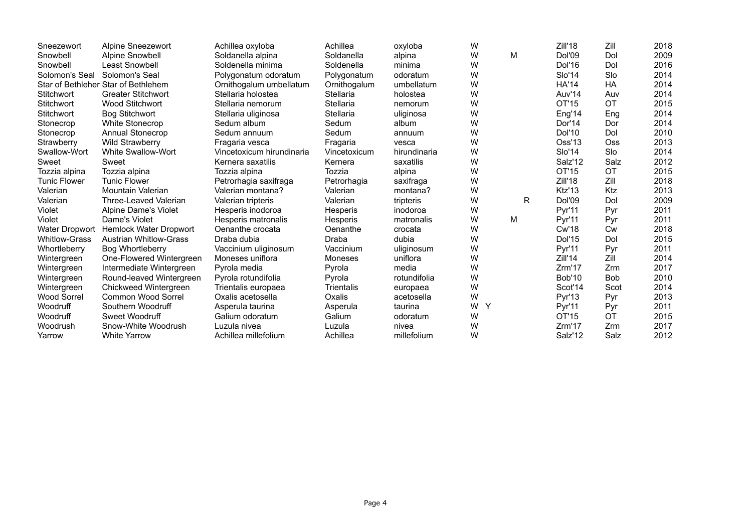| | | | | | | | | | | | |
|---|---|---|---|---|---|---|---|---|---|---|---|
| Sneezewort | Alpine Sneezewort | Achillea oxyloba | Achillea | oxyloba | W | | | | Zill'18 | Zill | 2018 |
| Snowbell | Alpine Snowbell | Soldanella alpina | Soldanella | alpina | W | | M | | Dol'09 | Dol | 2009 |
| Snowbell | Least Snowbell | Soldenella minima | Soldenella | minima | W | | | | Dol'16 | Dol | 2016 |
| Solomon's Seal | Solomon's Seal | Polygonatum odoratum | Polygonatum | odoratum | W | | | | Slo'14 | Slo | 2014 |
| Star of Bethlehem | Star of Bethlehem | Ornithogalum umbellatum | Ornithogalum | umbellatum | W | | | | HA'14 | HA | 2014 |
| Stitchwort | Greater Stitchwort | Stellaria holostea | Stellaria | holostea | W | | | | Auv'14 | Auv | 2014 |
| Stitchwort | Wood Stitchwort | Stellaria nemorum | Stellaria | nemorum | W | | | | OT'15 | OT | 2015 |
| Stitchwort | Bog Stitchwort | Stellaria uliginosa | Stellaria | uliginosa | W | | | | Eng'14 | Eng | 2014 |
| Stonecrop | White Stonecrop | Sedum album | Sedum | album | W | | | | Dor'14 | Dor | 2014 |
| Stonecrop | Annual Stonecrop | Sedum annuum | Sedum | annuum | W | | | | Dol'10 | Dol | 2010 |
| Strawberry | Wild Strawberry | Fragaria vesca | Fragaria | vesca | W | | | | Oss'13 | Oss | 2013 |
| Swallow-Wort | White Swallow-Wort | Vincetoxicum hirundinaria | Vincetoxicum | hirundinaria | W | | | | Slo'14 | Slo | 2014 |
| Sweet | Sweet | Kernera saxatilis | Kernera | saxatilis | W | | | | Salz'12 | Salz | 2012 |
| Tozzia alpina | Tozzia alpina | Tozzia alpina | Tozzia | alpina | W | | | | OT'15 | OT | 2015 |
| Tunic Flower | Tunic Flower | Petrorhagia saxifraga | Petrorhagia | saxifraga | W | | | | Zill'18 | Zill | 2018 |
| Valerian | Mountain Valerian | Valerian montana? | Valerian | montana? | W | | | | Ktz'13 | Ktz | 2013 |
| Valerian | Three-Leaved Valerian | Valerian tripteris | Valerian | tripteris | W | | | R | Dol'09 | Dol | 2009 |
| Violet | Alpine Dame's Violet | Hesperis inodoroa | Hesperis | inodoroa | W | | | | Pyr'11 | Pyr | 2011 |
| Violet | Dame's Violet | Hesperis matronalis | Hesperis | matronalis | W | | M | | Pyr'11 | Pyr | 2011 |
| Water Dropwort | Hemlock Water Dropwort | Oenanthe crocata | Oenanthe | crocata | W | | | | Cw'18 | Cw | 2018 |
| Whitlow-Grass | Austrian Whitlow-Grass | Draba dubia | Draba | dubia | W | | | | Dol'15 | Dol | 2015 |
| Whortleberry | Bog Whortleberry | Vaccinium uliginosum | Vaccinium | uliginosum | W | | | | Pyr'11 | Pyr | 2011 |
| Wintergreen | One-Flowered Wintergreen | Moneses uniflora | Moneses | uniflora | W | | | | Zill'14 | Zill | 2014 |
| Wintergreen | Intermediate Wintergreen | Pyrola media | Pyrola | media | W | | | | Zrm'17 | Zrm | 2017 |
| Wintergreen | Round-leaved Wintergreen | Pyrola rotundifolia | Pyrola | rotundifolia | W | | | | Bob'10 | Bob | 2010 |
| Wintergreen | Chickweed Wintergreen | Trientalis europaea | Trientalis | europaea | W | | | | Scot'14 | Scot | 2014 |
| Wood Sorrel | Common Wood Sorrel | Oxalis acetosella | Oxalis | acetosella | W | | | | Pyr'13 | Pyr | 2013 |
| Woodruff | Southern Woodruff | Asperula taurina | Asperula | taurina | W | Y | | | Pyr'11 | Pyr | 2011 |
| Woodruff | Sweet Woodruff | Galium odoratum | Galium | odoratum | W | | | | OT'15 | OT | 2015 |
| Woodrush | Snow-White Woodrush | Luzula nivea | Luzula | nivea | W | | | | Zrm'17 | Zrm | 2017 |
| Yarrow | White Yarrow | Achillea millefolium | Achillea | millefolium | W | | | | Salz'12 | Salz | 2012 |